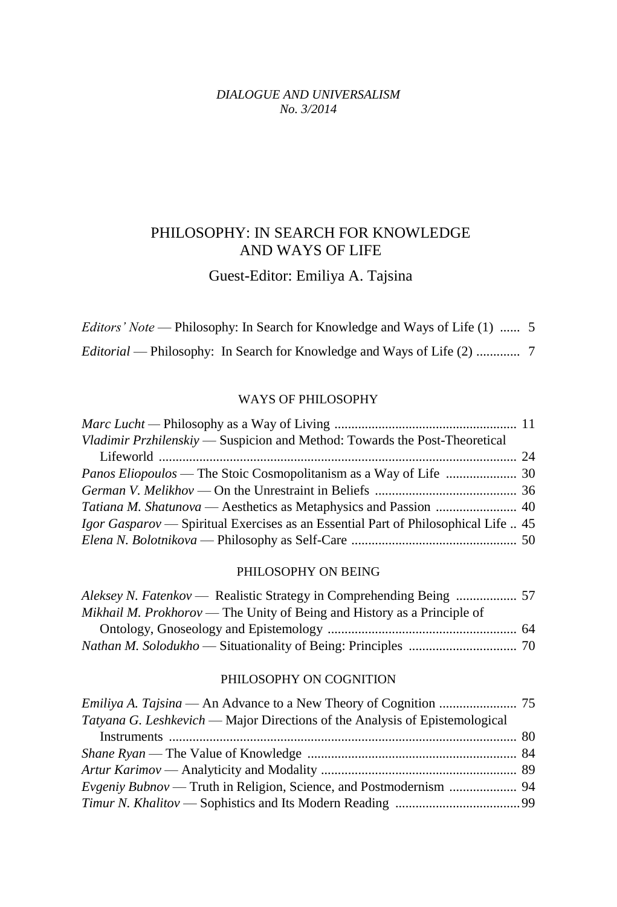*DIALOGUE AND UNIVERSALISM*
*No. 3/2014*

# PHILOSOPHY: IN SEARCH FOR KNOWLEDGE AND WAYS OF LIFE

## Guest-Editor: Emiliya A. Tajsina

*Editors' Note* — Philosophy: In Search for Knowledge and Ways of Life (1) ...... 5

*Editorial* — Philosophy: In Search for Knowledge and Ways of Life (2) ............. 7

### WAYS OF PHILOSOPHY

*Marc Lucht* — Philosophy as a Way of Living ...................................................... 11

*Vladimir Przhilenskiy* — Suspicion and Method: Towards the Post-Theoretical Lifeworld .......................................................................................................... 24

*Panos Eliopoulos* — The Stoic Cosmopolitanism as a Way of Life ..................... 30

*German V. Melikhov* — On the Unrestraint in Beliefs .......................................... 36

*Tatiana M. Shatunova* — Aesthetics as Metaphysics and Passion ........................ 40

*Igor Gasparov* — Spiritual Exercises as an Essential Part of Philosophical Life .. 45

*Elena N. Bolotnikova* — Philosophy as Self-Care ................................................ 50

### PHILOSOPHY ON BEING

*Aleksey N. Fatenkov* — Realistic Strategy in Comprehending Being .................. 57

*Mikhail M. Prokhorov* — The Unity of Being and History as a Principle of Ontology, Gnoseology and Epistemology ........................................................ 64

*Nathan M. Solodukho* — Situationality of Being: Principles ................................ 70

### PHILOSOPHY ON COGNITION

*Emiliya A. Tajsina* — An Advance to a New Theory of Cognition ....................... 75

*Tatyana G. Leshkevich* — Major Directions of the Analysis of Epistemological Instruments ....................................................................................................... 80

*Shane Ryan* — The Value of Knowledge .............................................................. 84

*Artur Karimov* — Analyticity and Modality .......................................................... 89

*Evgeniy Bubnov* — Truth in Religion, Science, and Postmodernism .................... 94

*Timur N. Khalitov* — Sophistics and Its Modern Reading .....................................99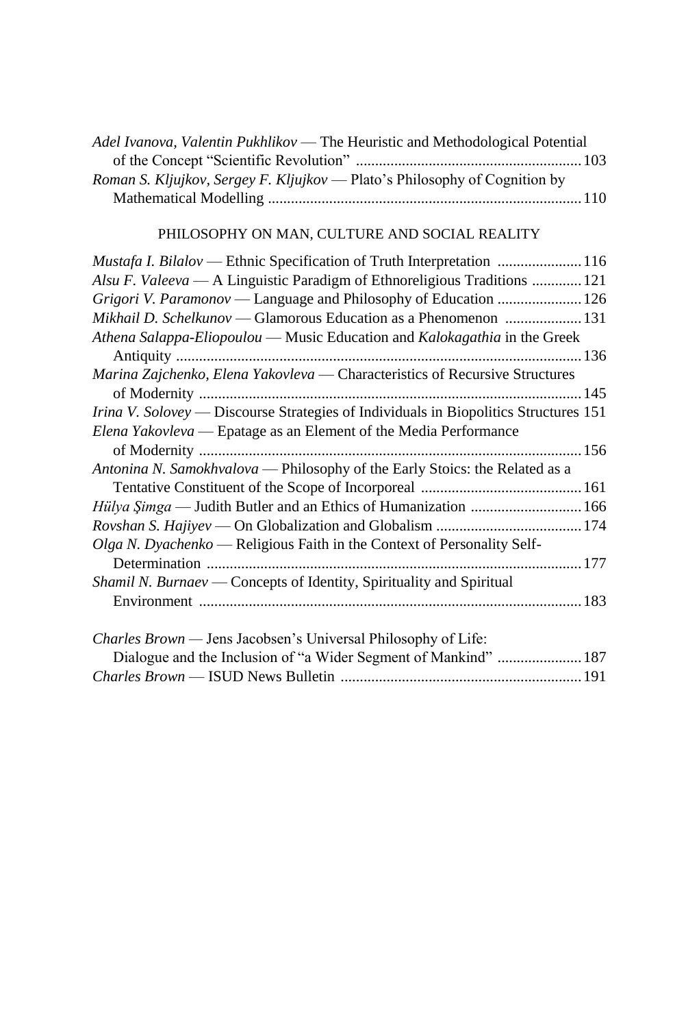*Adel Ivanova, Valentin Pukhlikov* — The Heuristic and Methodological Potential of the Concept "Scientific Revolution" .......................................................... 103

*Roman S. Kljujkov, Sergey F. Kljujkov* — Plato's Philosophy of Cognition by Mathematical Modelling ................................................................................. 110

## PHILOSOPHY ON MAN, CULTURE AND SOCIAL REALITY

*Mustafa I. Bilalov* — Ethnic Specification of Truth Interpretation ...................... 116

*Alsu F. Valeeva* — A Linguistic Paradigm of Ethnoreligious Traditions ............. 121

*Grigori V. Paramonov* — Language and Philosophy of Education ...................... 126

*Mikhail D. Schelkunov* — Glamorous Education as a Phenomenon .................... 131

*Athena Salappa-Eliopoulou* — Music Education and *Kalokagathia* in the Greek Antiquity ........................................................................................................ 136

*Marina Zajchenko, Elena Yakovleva* — Characteristics of Recursive Structures of Modernity ................................................................................................... 145

*Irina V. Solovey* — Discourse Strategies of Individuals in Biopolitics Structures 151

*Elena Yakovleva* — Epatage as an Element of the Media Performance of Modernity ................................................................................................... 156

*Antonina N. Samokhvalova* — Philosophy of the Early Stoics: the Related as a Tentative Constituent of the Scope of Incorporeal .......................................... 161

*Hülya Şimga* — Judith Butler and an Ethics of Humanization ............................. 166

*Rovshan S. Hajiyev* — On Globalization and Globalism ...................................... 174

*Olga N. Dyachenko* — Religious Faith in the Context of Personality Self-Determination ................................................................................................ 177

*Shamil N. Burnaev* — Concepts of Identity, Spirituality and Spiritual Environment ................................................................................................... 183

*Charles Brown* — Jens Jacobsen's Universal Philosophy of Life: Dialogue and the Inclusion of "a Wider Segment of Mankind" ...................... 187

*Charles Brown* — ISUD News Bulletin .............................................................. 191